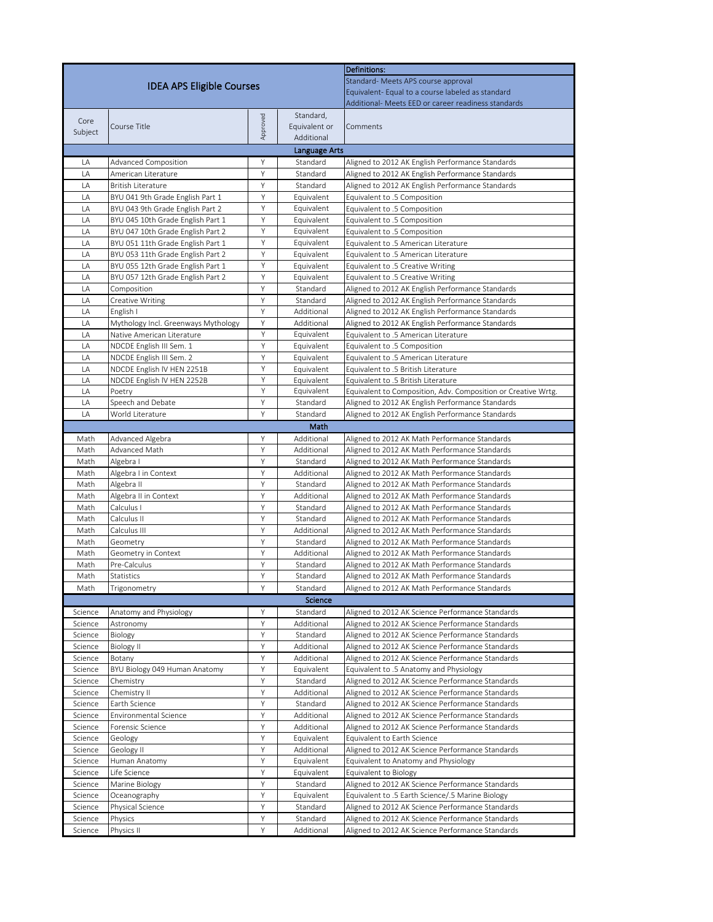| IDEA APS Eligible Courses | | | | Definitions:<br>Standard- Meets APS course approval<br>Equivalent- Equal to a course labeled as standard<br>Additional- Meets EED or career readiness standards |
|---|---|---|---|---|
| Core Subject | Course Title | Approved | Standard, Equivalent or Additional | Comments |
| **Language Arts** | | | | |
| LA | Advanced Composition | Y | Standard | Aligned to 2012 AK English Performance Standards |
| LA | American Literature | Y | Standard | Aligned to 2012 AK English Performance Standards |
| LA | British Literature | Y | Standard | Aligned to 2012 AK English Performance Standards |
| LA | BYU 041 9th Grade English Part 1 | Y | Equivalent | Equivalent to .5 Composition |
| LA | BYU 043 9th Grade English Part 2 | Y | Equivalent | Equivalent to .5 Composition |
| LA | BYU 045 10th Grade English Part 1 | Y | Equivalent | Equivalent to .5 Composition |
| LA | BYU 047 10th Grade English Part 2 | Y | Equivalent | Equivalent to .5 Composition |
| LA | BYU 051 11th Grade English Part 1 | Y | Equivalent | Equivalent to .5 American Literature |
| LA | BYU 053 11th Grade English Part 2 | Y | Equivalent | Equivalent to .5 American Literature |
| LA | BYU 055 12th Grade English Part 1 | Y | Equivalent | Equivalent to .5 Creative Writing |
| LA | BYU 057 12th Grade English Part 2 | Y | Equivalent | Equivalent to .5 Creative Writing |
| LA | Composition | Y | Standard | Aligned to 2012 AK English Performance Standards |
| LA | Creative Writing | Y | Standard | Aligned to 2012 AK English Performance Standards |
| LA | English I | Y | Additional | Aligned to 2012 AK English Performance Standards |
| LA | Mythology Incl. Greenways Mythology | Y | Additional | Aligned to 2012 AK English Performance Standards |
| LA | Native American Literature | Y | Equivalent | Equivalent to .5 American Literature |
| LA | NDCDE English III Sem. 1 | Y | Equivalent | Equivalent to .5 Composition |
| LA | NDCDE English III Sem. 2 | Y | Equivalent | Equivalent to .5 American Literature |
| LA | NDCDE English IV HEN 2251B | Y | Equivalent | Equivalent to .5 British Literature |
| LA | NDCDE English IV HEN 2252B | Y | Equivalent | Equivalent to .5 British Literature |
| LA | Poetry | Y | Equivalent | Equivalent to Composition, Adv. Composition or Creative Wrtg. |
| LA | Speech and Debate | Y | Standard | Aligned to 2012 AK English Performance Standards |
| LA | World Literature | Y | Standard | Aligned to 2012 AK English Performance Standards |
| **Math** | | | | |
| Math | Advanced Algebra | Y | Additional | Aligned to 2012 AK Math Performance Standards |
| Math | Advanced Math | Y | Additional | Aligned to 2012 AK Math Performance Standards |
| Math | Algebra I | Y | Standard | Aligned to 2012 AK Math Performance Standards |
| Math | Algebra I in Context | Y | Additional | Aligned to 2012 AK Math Performance Standards |
| Math | Algebra II | Y | Standard | Aligned to 2012 AK Math Performance Standards |
| Math | Algebra II in Context | Y | Additional | Aligned to 2012 AK Math Performance Standards |
| Math | Calculus I | Y | Standard | Aligned to 2012 AK Math Performance Standards |
| Math | Calculus II | Y | Standard | Aligned to 2012 AK Math Performance Standards |
| Math | Calculus III | Y | Additional | Aligned to 2012 AK Math Performance Standards |
| Math | Geometry | Y | Standard | Aligned to 2012 AK Math Performance Standards |
| Math | Geometry in Context | Y | Additional | Aligned to 2012 AK Math Performance Standards |
| Math | Pre-Calculus | Y | Standard | Aligned to 2012 AK Math Performance Standards |
| Math | Statistics | Y | Standard | Aligned to 2012 AK Math Performance Standards |
| Math | Trigonometry | Y | Standard | Aligned to 2012 AK Math Performance Standards |
| **Science** | | | | |
| Science | Anatomy and Physiology | Y | Standard | Aligned to 2012 AK Science Performance Standards |
| Science | Astronomy | Y | Additional | Aligned to 2012 AK Science Performance Standards |
| Science | Biology | Y | Standard | Aligned to 2012 AK Science Performance Standards |
| Science | Biology II | Y | Additional | Aligned to 2012 AK Science Performance Standards |
| Science | Botany | Y | Additional | Aligned to 2012 AK Science Performance Standards |
| Science | BYU Biology 049 Human Anatomy | Y | Equivalent | Equivalent to .5 Anatomy and Physiology |
| Science | Chemistry | Y | Standard | Aligned to 2012 AK Science Performance Standards |
| Science | Chemistry II | Y | Additional | Aligned to 2012 AK Science Performance Standards |
| Science | Earth Science | Y | Standard | Aligned to 2012 AK Science Performance Standards |
| Science | Environmental Science | Y | Additional | Aligned to 2012 AK Science Performance Standards |
| Science | Forensic Science | Y | Additional | Aligned to 2012 AK Science Performance Standards |
| Science | Geology | Y | Equivalent | Equivalent to Earth Science |
| Science | Geology II | Y | Additional | Aligned to 2012 AK Science Performance Standards |
| Science | Human Anatomy | Y | Equivalent | Equivalent to Anatomy and Physiology |
| Science | Life Science | Y | Equivalent | Equivalent to Biology |
| Science | Marine Biology | Y | Standard | Aligned to 2012 AK Science Performance Standards |
| Science | Oceanography | Y | Equivalent | Equivalent to .5 Earth Science/.5 Marine Biology |
| Science | Physical Science | Y | Standard | Aligned to 2012 AK Science Performance Standards |
| Science | Physics | Y | Standard | Aligned to 2012 AK Science Performance Standards |
| Science | Physics II | Y | Additional | Aligned to 2012 AK Science Performance Standards |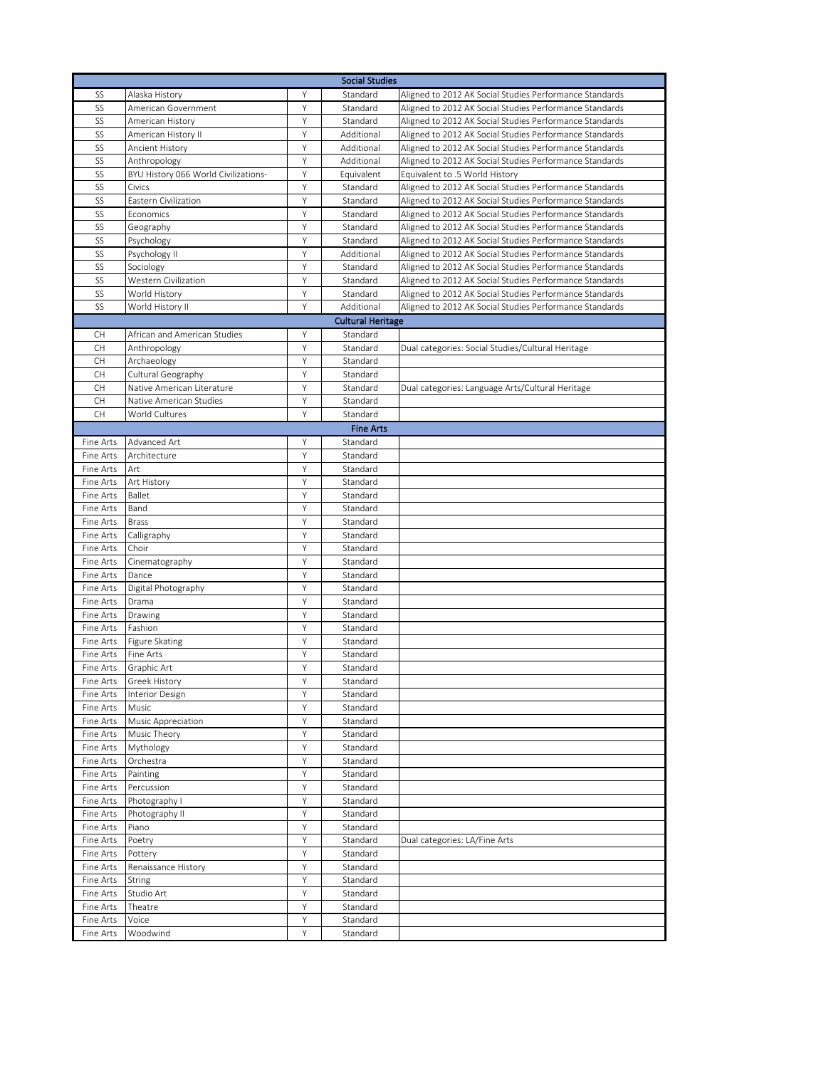| Social Studies | | | | |
|---|---|---|---|---|
| SS | Alaska History | Y | Standard | Aligned to 2012 AK Social Studies Performance Standards |
| SS | American Government | Y | Standard | Aligned to 2012 AK Social Studies Performance Standards |
| SS | American History | Y | Standard | Aligned to 2012 AK Social Studies Performance Standards |
| SS | American History II | Y | Additional | Aligned to 2012 AK Social Studies Performance Standards |
| SS | Ancient History | Y | Additional | Aligned to 2012 AK Social Studies Performance Standards |
| SS | Anthropology | Y | Additional | Aligned to 2012 AK Social Studies Performance Standards |
| SS | BYU History 066 World Civilizations- | Y | Equivalent | Equivalent to .5 World History |
| SS | Civics | Y | Standard | Aligned to 2012 AK Social Studies Performance Standards |
| SS | Eastern Civilization | Y | Standard | Aligned to 2012 AK Social Studies Performance Standards |
| SS | Economics | Y | Standard | Aligned to 2012 AK Social Studies Performance Standards |
| SS | Geography | Y | Standard | Aligned to 2012 AK Social Studies Performance Standards |
| SS | Psychology | Y | Standard | Aligned to 2012 AK Social Studies Performance Standards |
| SS | Psychology II | Y | Additional | Aligned to 2012 AK Social Studies Performance Standards |
| SS | Sociology | Y | Standard | Aligned to 2012 AK Social Studies Performance Standards |
| SS | Western Civilization | Y | Standard | Aligned to 2012 AK Social Studies Performance Standards |
| SS | World History | Y | Standard | Aligned to 2012 AK Social Studies Performance Standards |
| SS | World History II | Y | Additional | Aligned to 2012 AK Social Studies Performance Standards |
| **Cultural Heritage** | | | | |
| CH | African and American Studies | Y | Standard | |
| CH | Anthropology | Y | Standard | Dual categories: Social Studies/Cultural Heritage |
| CH | Archaeology | Y | Standard | |
| CH | Cultural Geography | Y | Standard | |
| CH | Native American Literature | Y | Standard | Dual categories: Language Arts/Cultural Heritage |
| CH | Native American Studies | Y | Standard | |
| CH | World Cultures | Y | Standard | |
| **Fine Arts** | | | | |
| Fine Arts | Advanced Art | Y | Standard | |
| Fine Arts | Architecture | Y | Standard | |
| Fine Arts | Art | Y | Standard | |
| Fine Arts | Art History | Y | Standard | |
| Fine Arts | Ballet | Y | Standard | |
| Fine Arts | Band | Y | Standard | |
| Fine Arts | Brass | Y | Standard | |
| Fine Arts | Calligraphy | Y | Standard | |
| Fine Arts | Choir | Y | Standard | |
| Fine Arts | Cinematography | Y | Standard | |
| Fine Arts | Dance | Y | Standard | |
| Fine Arts | Digital Photography | Y | Standard | |
| Fine Arts | Drama | Y | Standard | |
| Fine Arts | Drawing | Y | Standard | |
| Fine Arts | Fashion | Y | Standard | |
| Fine Arts | Figure Skating | Y | Standard | |
| Fine Arts | Fine Arts | Y | Standard | |
| Fine Arts | Graphic Art | Y | Standard | |
| Fine Arts | Greek History | Y | Standard | |
| Fine Arts | Interior Design | Y | Standard | |
| Fine Arts | Music | Y | Standard | |
| Fine Arts | Music Appreciation | Y | Standard | |
| Fine Arts | Music Theory | Y | Standard | |
| Fine Arts | Mythology | Y | Standard | |
| Fine Arts | Orchestra | Y | Standard | |
| Fine Arts | Painting | Y | Standard | |
| Fine Arts | Percussion | Y | Standard | |
| Fine Arts | Photography I | Y | Standard | |
| Fine Arts | Photography II | Y | Standard | |
| Fine Arts | Piano | Y | Standard | |
| Fine Arts | Poetry | Y | Standard | Dual categories: LA/Fine Arts |
| Fine Arts | Pottery | Y | Standard | |
| Fine Arts | Renaissance History | Y | Standard | |
| Fine Arts | String | Y | Standard | |
| Fine Arts | Studio Art | Y | Standard | |
| Fine Arts | Theatre | Y | Standard | |
| Fine Arts | Voice | Y | Standard | |
| Fine Arts | Woodwind | Y | Standard | |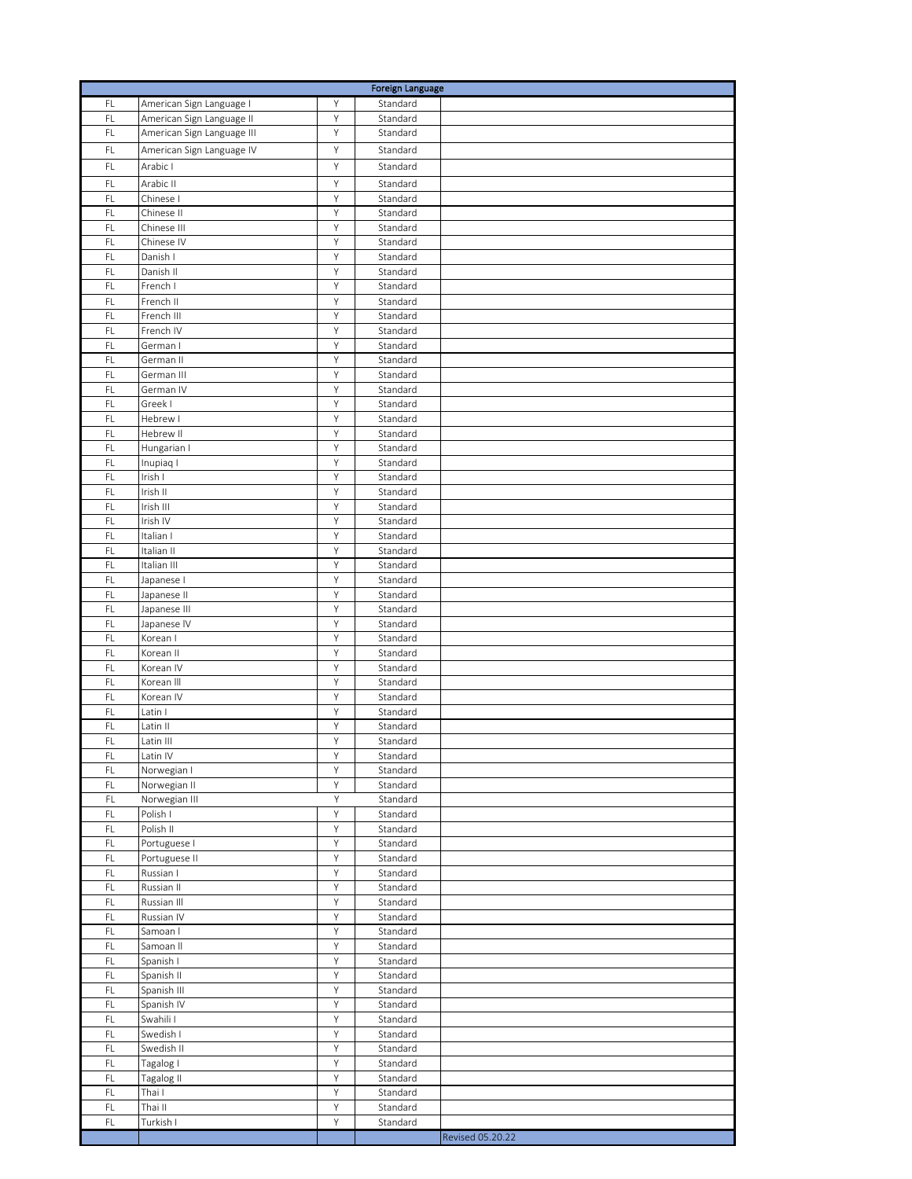| Foreign Language | | | | |
|---|---|---|---|---|
| FL | American Sign Language I | Y | Standard | |
| FL | American Sign Language II | Y | Standard | |
| FL | American Sign Language III | Y | Standard | |
| FL | American Sign Language IV | Y | Standard | |
| FL | Arabic I | Y | Standard | |
| FL | Arabic II | Y | Standard | |
| FL | Chinese I | Y | Standard | |
| FL | Chinese II | Y | Standard | |
| FL | Chinese III | Y | Standard | |
| FL | Chinese IV | Y | Standard | |
| FL | Danish I | Y | Standard | |
| FL | Danish II | Y | Standard | |
| FL | French I | Y | Standard | |
| FL | French II | Y | Standard | |
| FL | French III | Y | Standard | |
| FL | French IV | Y | Standard | |
| FL | German I | Y | Standard | |
| FL | German II | Y | Standard | |
| FL | German III | Y | Standard | |
| FL | German IV | Y | Standard | |
| FL | Greek I | Y | Standard | |
| FL | Hebrew I | Y | Standard | |
| FL | Hebrew II | Y | Standard | |
| FL | Hungarian I | Y | Standard | |
| FL | Inupiaq I | Y | Standard | |
| FL | Irish I | Y | Standard | |
| FL | Irish II | Y | Standard | |
| FL | Irish III | Y | Standard | |
| FL | Irish IV | Y | Standard | |
| FL | Italian I | Y | Standard | |
| FL | Italian II | Y | Standard | |
| FL | Italian III | Y | Standard | |
| FL | Japanese I | Y | Standard | |
| FL | Japanese II | Y | Standard | |
| FL | Japanese III | Y | Standard | |
| FL | Japanese IV | Y | Standard | |
| FL | Korean I | Y | Standard | |
| FL | Korean II | Y | Standard | |
| FL | Korean IV | Y | Standard | |
| FL | Korean III | Y | Standard | |
| FL | Korean IV | Y | Standard | |
| FL | Latin I | Y | Standard | |
| FL | Latin II | Y | Standard | |
| FL | Latin III | Y | Standard | |
| FL | Latin IV | Y | Standard | |
| FL | Norwegian I | Y | Standard | |
| FL | Norwegian II | Y | Standard | |
| FL | Norwegian III | Y | Standard | |
| FL | Polish I | Y | Standard | |
| FL | Polish II | Y | Standard | |
| FL | Portuguese I | Y | Standard | |
| FL | Portuguese II | Y | Standard | |
| FL | Russian I | Y | Standard | |
| FL | Russian II | Y | Standard | |
| FL | Russian III | Y | Standard | |
| FL | Russian IV | Y | Standard | |
| FL | Samoan I | Y | Standard | |
| FL | Samoan II | Y | Standard | |
| FL | Spanish I | Y | Standard | |
| FL | Spanish II | Y | Standard | |
| FL | Spanish III | Y | Standard | |
| FL | Spanish IV | Y | Standard | |
| FL | Swahili I | Y | Standard | |
| FL | Swedish I | Y | Standard | |
| FL | Swedish II | Y | Standard | |
| FL | Tagalog I | Y | Standard | |
| FL | Tagalog II | Y | Standard | |
| FL | Thai I | Y | Standard | |
| FL | Thai II | Y | Standard | |
| FL | Turkish I | Y | Standard | |
| | | | | Revised 05.20.22 |